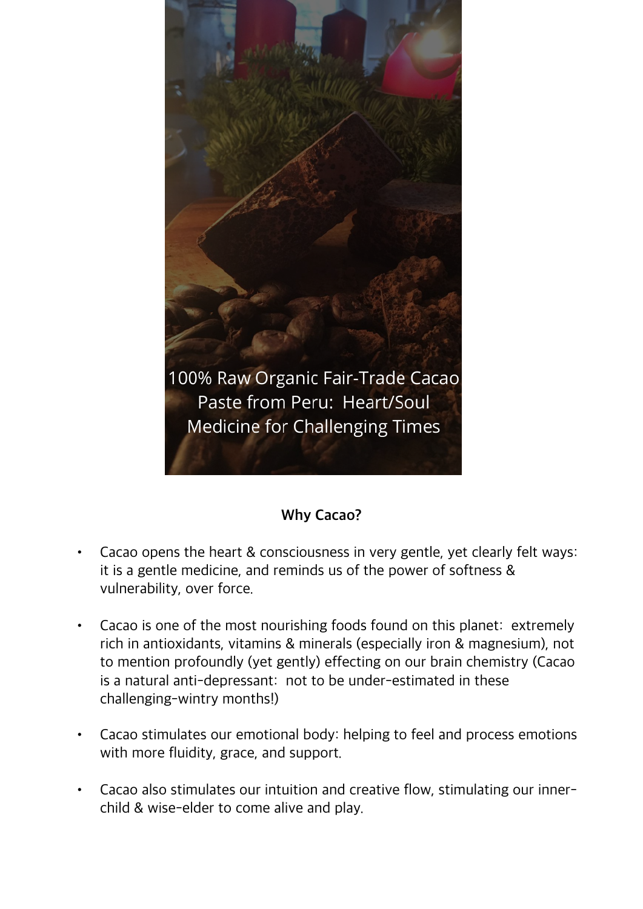100% Raw Organic Fair-Trade Cacao Paste from Peru: Heart/Soul Medicine for Challenging Times

**Why Cacao?**

- Cacao opens the heart & consciousness in very gentle, yet clearly felt ways: it is a gentle medicine, and reminds us of the power of softness & vulnerability, over force.

- Cacao is one of the most nourishing foods found on this planet: extremely rich in antioxidants, vitamins & minerals (especially iron & magnesium), not to mention profoundly (yet gently) effecting on our brain chemistry (Cacao is a natural anti-depressant: not to be under-estimated in these challenging-wintry months!)

- Cacao stimulates our emotional body: helping to feel and process emotions with more fluidity, grace, and support.

- Cacao also stimulates our intuition and creative flow, stimulating our inner-child & wise-elder to come alive and play.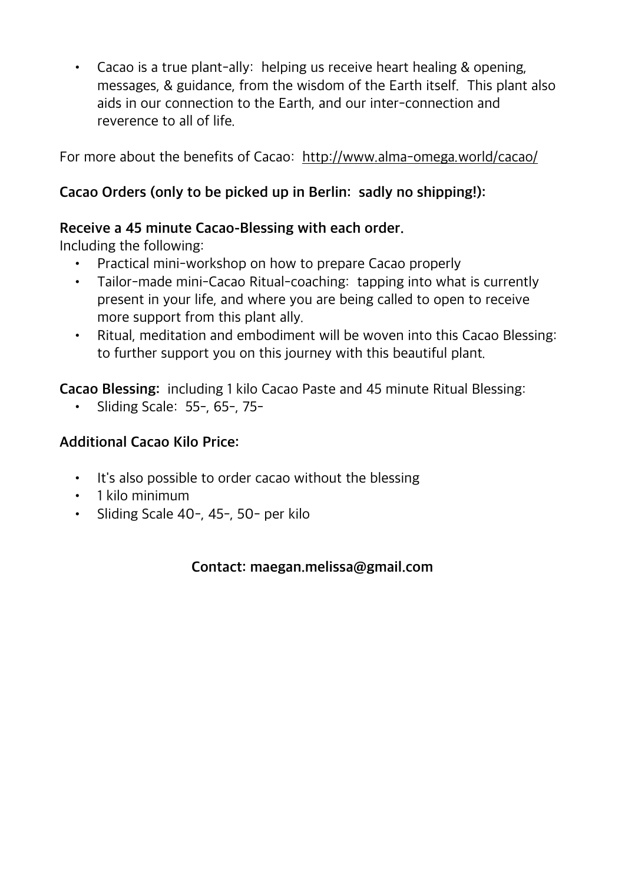- Cacao is a true plant-ally: helping us receive heart healing & opening, messages, & guidance, from the wisdom of the Earth itself. This plant also aids in our connection to the Earth, and our inter-connection and reverence to all of life.

For more about the benefits of Cacao: http://www.alma-omega.world/cacao/

**Cacao Orders (only to be picked up in Berlin: sadly no shipping!):**

**Receive a 45 minute Cacao-Blessing with each order.**
Including the following:

- Practical mini-workshop on how to prepare Cacao properly
- Tailor-made mini-Cacao Ritual-coaching: tapping into what is currently present in your life, and where you are being called to open to receive more support from this plant ally.
- Ritual, meditation and embodiment will be woven into this Cacao Blessing: to further support you on this journey with this beautiful plant.

**Cacao Blessing:** including 1 kilo Cacao Paste and 45 minute Ritual Blessing:

- Sliding Scale: 55-, 65-, 75-

**Additional Cacao Kilo Price:**

- It's also possible to order cacao without the blessing
- 1 kilo minimum
- Sliding Scale 40-, 45-, 50- per kilo

**Contact: maegan.melissa@gmail.com**